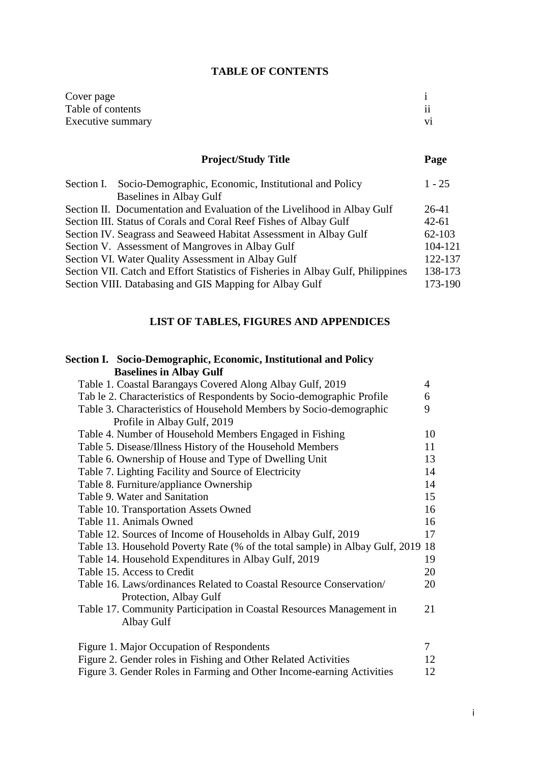# TABLE OF CONTENTS

| | |
|---|---|
| Cover page | i |
| Table of contents | ii |
| Executive summary | vi |

| Project/Study Title | Page |
|---|---|
| Section I. Socio-Demographic, Economic, Institutional and Policy Baselines in Albay Gulf | 1 - 25 |
| Section II. Documentation and Evaluation of the Livelihood in Albay Gulf | 26-41 |
| Section III. Status of Corals and Coral Reef Fishes of Albay Gulf | 42-61 |
| Section IV. Seagrass and Seaweed Habitat Assessment in Albay Gulf | 62-103 |
| Section V. Assessment of Mangroves in Albay Gulf | 104-121 |
| Section VI. Water Quality Assessment in Albay Gulf | 122-137 |
| Section VII. Catch and Effort Statistics of Fisheries in Albay Gulf, Philippines | 138-173 |
| Section VIII. Databasing and GIS Mapping for Albay Gulf | 173-190 |

## LIST OF TABLES, FIGURES AND APPENDICES

### Section I. Socio-Demographic, Economic, Institutional and Policy Baselines in Albay Gulf

| | |
|---|---|
| Table 1. Coastal Barangays Covered Along Albay Gulf, 2019 | 4 |
| Tab le 2. Characteristics of Respondents by Socio-demographic Profile | 6 |
| Table 3. Characteristics of Household Members by Socio-demographic Profile in Albay Gulf, 2019 | 9 |
| Table 4. Number of Household Members Engaged in Fishing | 10 |
| Table 5. Disease/Illness History of the Household Members | 11 |
| Table 6. Ownership of House and Type of Dwelling Unit | 13 |
| Table 7. Lighting Facility and Source of Electricity | 14 |
| Table 8. Furniture/appliance Ownership | 14 |
| Table 9. Water and Sanitation | 15 |
| Table 10. Transportation Assets Owned | 16 |
| Table 11. Animals Owned | 16 |
| Table 12. Sources of Income of Households in Albay Gulf, 2019 | 17 |
| Table 13. Household Poverty Rate (% of the total sample) in Albay Gulf, 2019 | 18 |
| Table 14. Household Expenditures in Albay Gulf, 2019 | 19 |
| Table 15. Access to Credit | 20 |
| Table 16. Laws/ordinances Related to Coastal Resource Conservation/ Protection, Albay Gulf | 20 |
| Table 17. Community Participation in Coastal Resources Management in Albay Gulf | 21 |
| Figure 1. Major Occupation of Respondents | 7 |
| Figure 2. Gender roles in Fishing and Other Related Activities | 12 |
| Figure 3. Gender Roles in Farming and Other Income-earning Activities | 12 |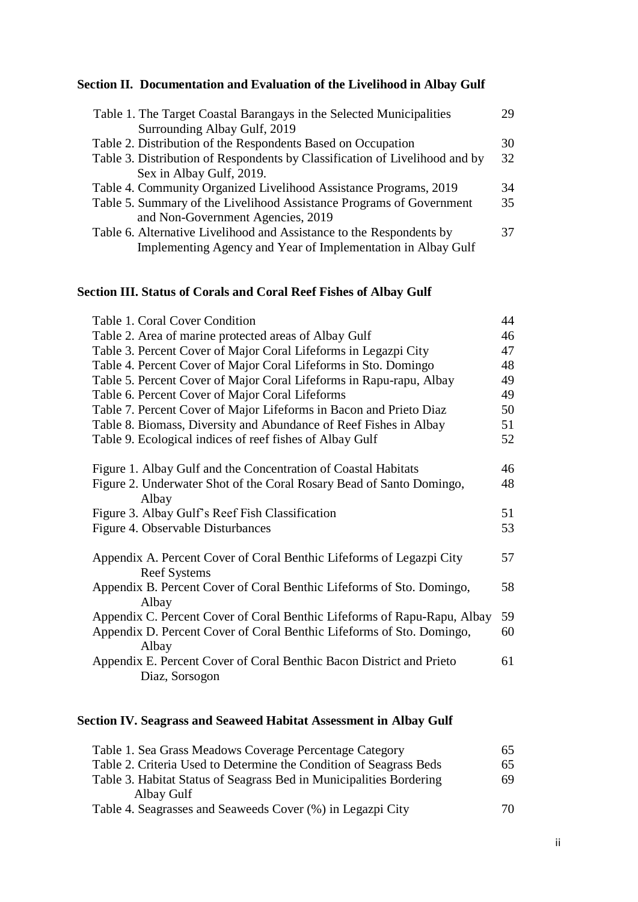## Section II. Documentation and Evaluation of the Livelihood in Albay Gulf

| | |
|---|---|
| Table 1. The Target Coastal Barangays in the Selected Municipalities Surrounding Albay Gulf, 2019 | 29 |
| Table 2. Distribution of the Respondents Based on Occupation | 30 |
| Table 3. Distribution of Respondents by Classification of Livelihood and by Sex in Albay Gulf, 2019. | 32 |
| Table 4. Community Organized Livelihood Assistance Programs, 2019 | 34 |
| Table 5. Summary of the Livelihood Assistance Programs of Government and Non-Government Agencies, 2019 | 35 |
| Table 6. Alternative Livelihood and Assistance to the Respondents by Implementing Agency and Year of Implementation in Albay Gulf | 37 |

## Section III. Status of Corals and Coral Reef Fishes of Albay Gulf

| | |
|---|---|
| Table 1. Coral Cover Condition | 44 |
| Table 2. Area of marine protected areas of Albay Gulf | 46 |
| Table 3. Percent Cover of Major Coral Lifeforms in Legazpi City | 47 |
| Table 4. Percent Cover of Major Coral Lifeforms in Sto. Domingo | 48 |
| Table 5. Percent Cover of Major Coral Lifeforms in Rapu-rapu, Albay | 49 |
| Table 6. Percent Cover of Major Coral Lifeforms | 49 |
| Table 7. Percent Cover of Major Lifeforms in Bacon and Prieto Diaz | 50 |
| Table 8. Biomass, Diversity and Abundance of Reef Fishes in Albay | 51 |
| Table 9. Ecological indices of reef fishes of Albay Gulf | 52 |
| | |
| Figure 1. Albay Gulf and the Concentration of Coastal Habitats | 46 |
| Figure 2. Underwater Shot of the Coral Rosary Bead of Santo Domingo, Albay | 48 |
| Figure 3. Albay Gulf's Reef Fish Classification | 51 |
| Figure 4. Observable Disturbances | 53 |
| | |
| Appendix A. Percent Cover of Coral Benthic Lifeforms of Legazpi City Reef Systems | 57 |
| Appendix B. Percent Cover of Coral Benthic Lifeforms of Sto. Domingo, Albay | 58 |
| Appendix C. Percent Cover of Coral Benthic Lifeforms of Rapu-Rapu, Albay | 59 |
| Appendix D. Percent Cover of Coral Benthic Lifeforms of Sto. Domingo, Albay | 60 |
| Appendix E. Percent Cover of Coral Benthic Bacon District and Prieto Diaz, Sorsogon | 61 |

## Section IV. Seagrass and Seaweed Habitat Assessment in Albay Gulf

| | |
|---|---|
| Table 1. Sea Grass Meadows Coverage Percentage Category | 65 |
| Table 2. Criteria Used to Determine the Condition of Seagrass Beds | 65 |
| Table 3. Habitat Status of Seagrass Bed in Municipalities Bordering Albay Gulf | 69 |
| Table 4. Seagrasses and Seaweeds Cover (%) in Legazpi City | 70 |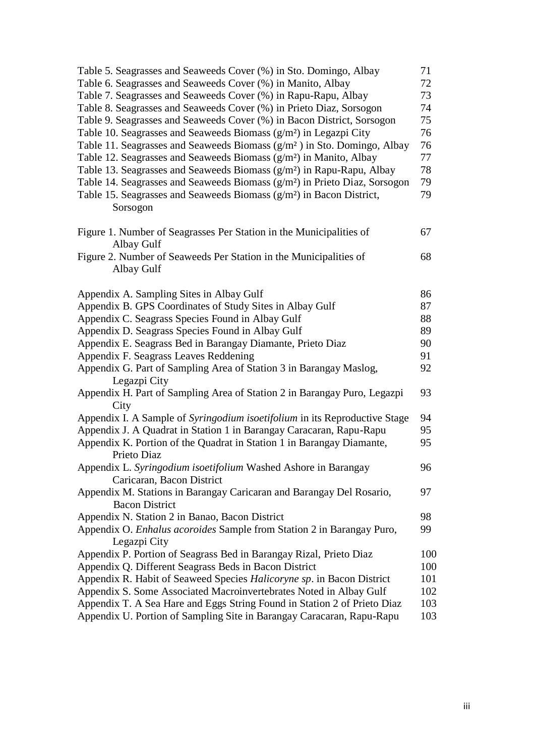Table 5. Seagrasses and Seaweeds Cover (%) in Sto. Domingo, Albay 71
Table 6. Seagrasses and Seaweeds Cover (%) in Manito, Albay 72
Table 7. Seagrasses and Seaweeds Cover (%) in Rapu-Rapu, Albay 73
Table 8. Seagrasses and Seaweeds Cover (%) in Prieto Diaz, Sorsogon 74
Table 9. Seagrasses and Seaweeds Cover (%) in Bacon District, Sorsogon 75
Table 10. Seagrasses and Seaweeds Biomass (g/m²) in Legazpi City 76
Table 11. Seagrasses and Seaweeds Biomass (g/m² ) in Sto. Domingo, Albay 76
Table 12. Seagrasses and Seaweeds Biomass (g/m²) in Manito, Albay 77
Table 13. Seagrasses and Seaweeds Biomass (g/m²) in Rapu-Rapu, Albay 78
Table 14. Seagrasses and Seaweeds Biomass (g/m²) in Prieto Diaz, Sorsogon 79
Table 15. Seagrasses and Seaweeds Biomass (g/m²) in Bacon District, Sorsogon 79

Figure 1. Number of Seagrasses Per Station in the Municipalities of Albay Gulf 67
Figure 2. Number of Seaweeds Per Station in the Municipalities of Albay Gulf 68

Appendix A. Sampling Sites in Albay Gulf 86
Appendix B. GPS Coordinates of Study Sites in Albay Gulf 87
Appendix C. Seagrass Species Found in Albay Gulf 88
Appendix D. Seagrass Species Found in Albay Gulf 89
Appendix E. Seagrass Bed in Barangay Diamante, Prieto Diaz 90
Appendix F. Seagrass Leaves Reddening 91
Appendix G. Part of Sampling Area of Station 3 in Barangay Maslog, Legazpi City 92
Appendix H. Part of Sampling Area of Station 2 in Barangay Puro, Legazpi City 93
Appendix I. A Sample of *Syringodium isoetifolium* in its Reproductive Stage 94
Appendix J. A Quadrat in Station 1 in Barangay Caracaran, Rapu-Rapu 95
Appendix K. Portion of the Quadrat in Station 1 in Barangay Diamante, Prieto Diaz 95
Appendix L. *Syringodium isoetifolium* Washed Ashore in Barangay Caricaran, Bacon District 96
Appendix M. Stations in Barangay Caricaran and Barangay Del Rosario, Bacon District 97
Appendix N. Station 2 in Banao, Bacon District 98
Appendix O. *Enhalus acoroides* Sample from Station 2 in Barangay Puro, Legazpi City 99
Appendix P. Portion of Seagrass Bed in Barangay Rizal, Prieto Diaz 100
Appendix Q. Different Seagrass Beds in Bacon District 100
Appendix R. Habit of Seaweed Species *Halicoryne sp*. in Bacon District 101
Appendix S. Some Associated Macroinvertebrates Noted in Albay Gulf 102
Appendix T. A Sea Hare and Eggs String Found in Station 2 of Prieto Diaz 103
Appendix U. Portion of Sampling Site in Barangay Caracaran, Rapu-Rapu 103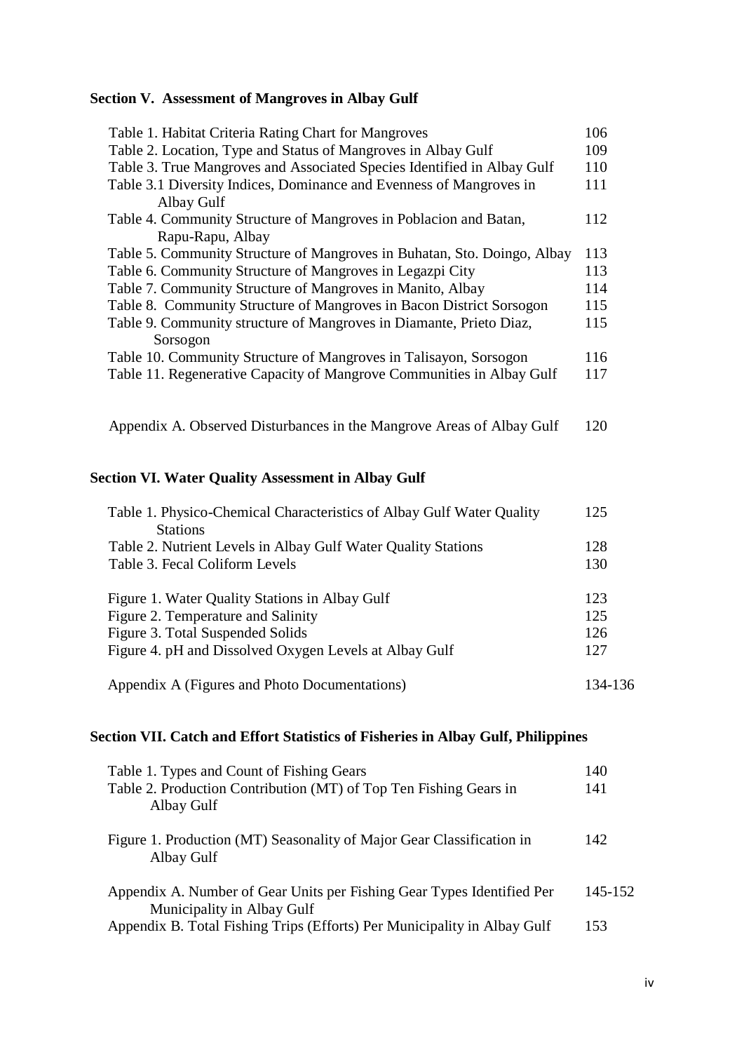**Section V. Assessment of Mangroves in Albay Gulf**

| | |
|---|---|
| Table 1. Habitat Criteria Rating Chart for Mangroves | 106 |
| Table 2. Location, Type and Status of Mangroves in Albay Gulf | 109 |
| Table 3. True Mangroves and Associated Species Identified in Albay Gulf | 110 |
| Table 3.1 Diversity Indices, Dominance and Evenness of Mangroves in Albay Gulf | 111 |
| Table 4. Community Structure of Mangroves in Poblacion and Batan, Rapu-Rapu, Albay | 112 |
| Table 5. Community Structure of Mangroves in Buhatan, Sto. Doingo, Albay | 113 |
| Table 6. Community Structure of Mangroves in Legazpi City | 113 |
| Table 7. Community Structure of Mangroves in Manito, Albay | 114 |
| Table 8. Community Structure of Mangroves in Bacon District Sorsogon | 115 |
| Table 9. Community structure of Mangroves in Diamante, Prieto Diaz, Sorsogon | 115 |
| Table 10. Community Structure of Mangroves in Talisayon, Sorsogon | 116 |
| Table 11. Regenerative Capacity of Mangrove Communities in Albay Gulf | 117 |
| Appendix A. Observed Disturbances in the Mangrove Areas of Albay Gulf | 120 |

**Section VI. Water Quality Assessment in Albay Gulf**

| | |
|---|---|
| Table 1. Physico-Chemical Characteristics of Albay Gulf Water Quality Stations | 125 |
| Table 2. Nutrient Levels in Albay Gulf Water Quality Stations | 128 |
| Table 3. Fecal Coliform Levels | 130 |
| Figure 1. Water Quality Stations in Albay Gulf | 123 |
| Figure 2. Temperature and Salinity | 125 |
| Figure 3. Total Suspended Solids | 126 |
| Figure 4. pH and Dissolved Oxygen Levels at Albay Gulf | 127 |
| Appendix A (Figures and Photo Documentations) | 134-136 |

**Section VII. Catch and Effort Statistics of Fisheries in Albay Gulf, Philippines**

| | |
|---|---|
| Table 1. Types and Count of Fishing Gears | 140 |
| Table 2. Production Contribution (MT) of Top Ten Fishing Gears in Albay Gulf | 141 |
| Figure 1. Production (MT) Seasonality of Major Gear Classification in Albay Gulf | 142 |
| Appendix A. Number of Gear Units per Fishing Gear Types Identified Per Municipality in Albay Gulf | 145-152 |
| Appendix B. Total Fishing Trips (Efforts) Per Municipality in Albay Gulf | 153 |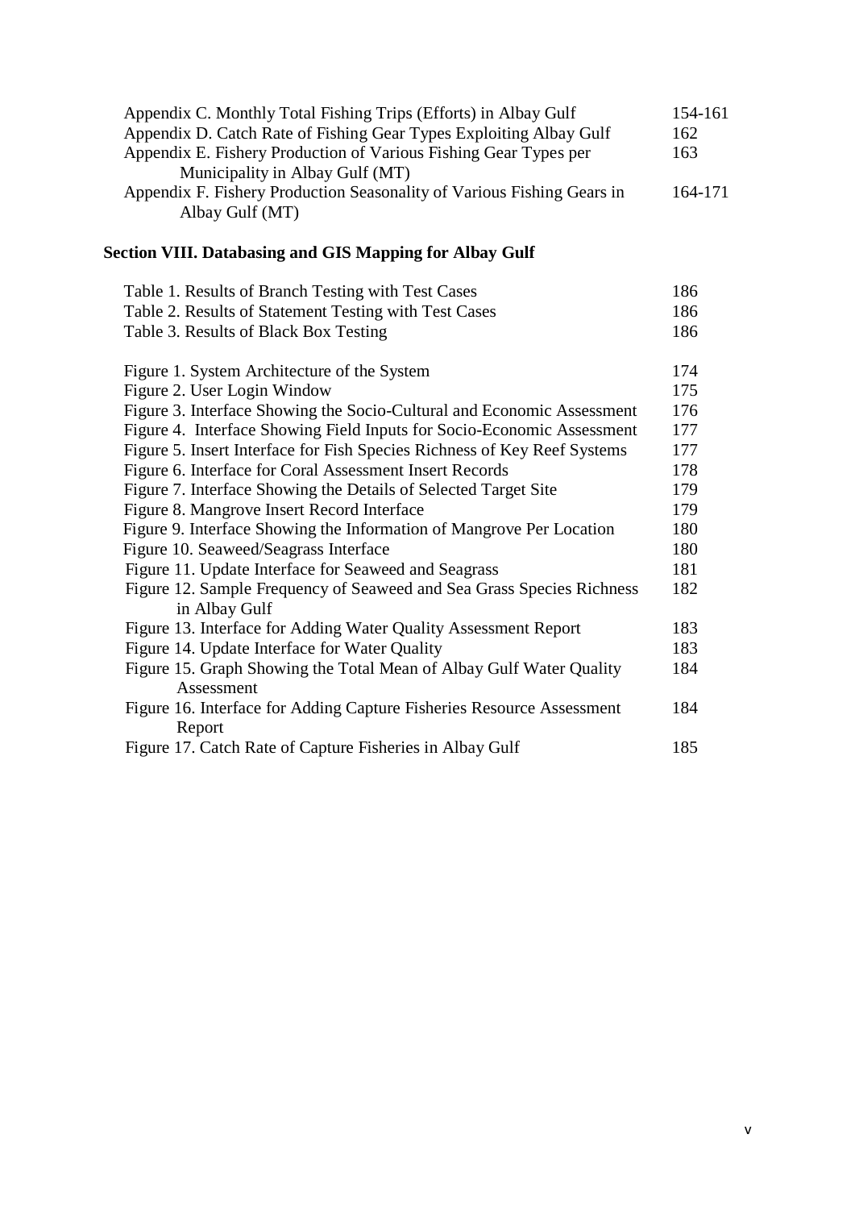| | |
|---|---|
| Appendix C. Monthly Total Fishing Trips (Efforts) in Albay Gulf | 154-161 |
| Appendix D. Catch Rate of Fishing Gear Types Exploiting Albay Gulf | 162 |
| Appendix E. Fishery Production of Various Fishing Gear Types per Municipality in Albay Gulf (MT) | 163 |
| Appendix F. Fishery Production Seasonality of Various Fishing Gears in Albay Gulf (MT) | 164-171 |

**Section VIII. Databasing and GIS Mapping for Albay Gulf**

| | |
|---|---|
| Table 1. Results of Branch Testing with Test Cases | 186 |
| Table 2. Results of Statement Testing with Test Cases | 186 |
| Table 3. Results of Black Box Testing | 186 |

| | |
|---|---|
| Figure 1. System Architecture of the System | 174 |
| Figure 2. User Login Window | 175 |
| Figure 3. Interface Showing the Socio-Cultural and Economic Assessment | 176 |
| Figure 4. Interface Showing Field Inputs for Socio-Economic Assessment | 177 |
| Figure 5. Insert Interface for Fish Species Richness of Key Reef Systems | 177 |
| Figure 6. Interface for Coral Assessment Insert Records | 178 |
| Figure 7. Interface Showing the Details of Selected Target Site | 179 |
| Figure 8. Mangrove Insert Record Interface | 179 |
| Figure 9. Interface Showing the Information of Mangrove Per Location | 180 |
| Figure 10. Seaweed/Seagrass Interface | 180 |
| Figure 11. Update Interface for Seaweed and Seagrass | 181 |
| Figure 12. Sample Frequency of Seaweed and Sea Grass Species Richness in Albay Gulf | 182 |
| Figure 13. Interface for Adding Water Quality Assessment Report | 183 |
| Figure 14. Update Interface for Water Quality | 183 |
| Figure 15. Graph Showing the Total Mean of Albay Gulf Water Quality Assessment | 184 |
| Figure 16. Interface for Adding Capture Fisheries Resource Assessment Report | 184 |
| Figure 17. Catch Rate of Capture Fisheries in Albay Gulf | 185 |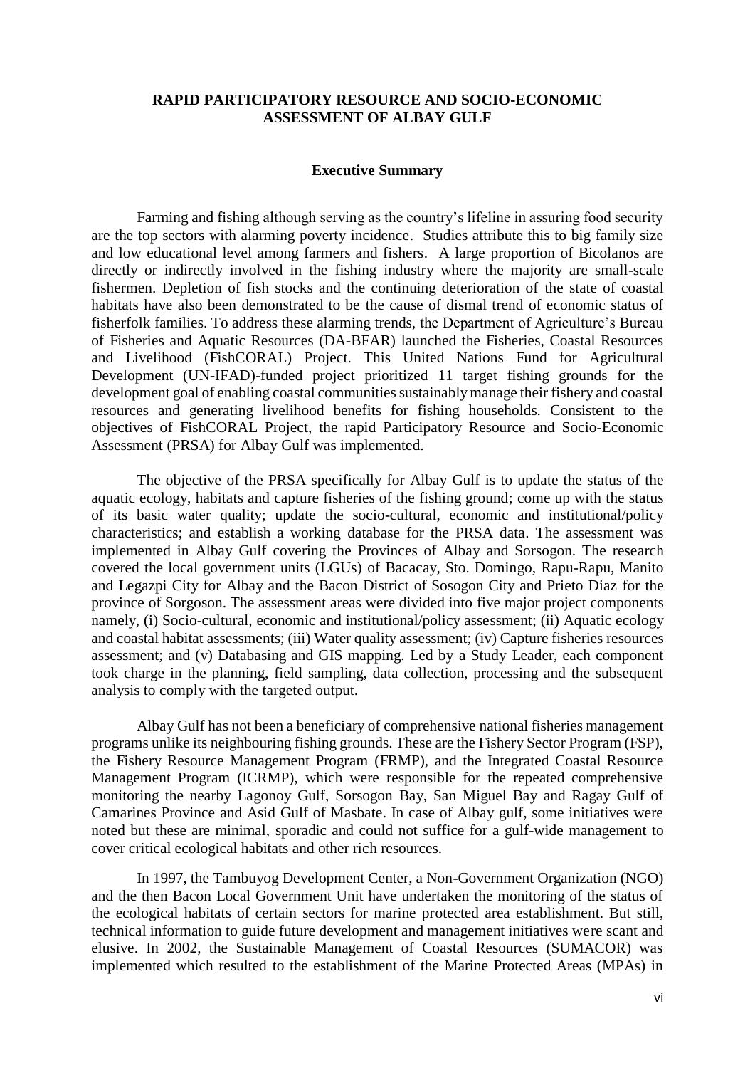**RAPID PARTICIPATORY RESOURCE AND SOCIO-ECONOMIC ASSESSMENT OF ALBAY GULF**

**Executive Summary**

Farming and fishing although serving as the country's lifeline in assuring food security are the top sectors with alarming poverty incidence. Studies attribute this to big family size and low educational level among farmers and fishers. A large proportion of Bicolanos are directly or indirectly involved in the fishing industry where the majority are small-scale fishermen. Depletion of fish stocks and the continuing deterioration of the state of coastal habitats have also been demonstrated to be the cause of dismal trend of economic status of fisherfolk families. To address these alarming trends, the Department of Agriculture's Bureau of Fisheries and Aquatic Resources (DA-BFAR) launched the Fisheries, Coastal Resources and Livelihood (FishCORAL) Project. This United Nations Fund for Agricultural Development (UN-IFAD)-funded project prioritized 11 target fishing grounds for the development goal of enabling coastal communities sustainably manage their fishery and coastal resources and generating livelihood benefits for fishing households. Consistent to the objectives of FishCORAL Project, the rapid Participatory Resource and Socio-Economic Assessment (PRSA) for Albay Gulf was implemented.

The objective of the PRSA specifically for Albay Gulf is to update the status of the aquatic ecology, habitats and capture fisheries of the fishing ground; come up with the status of its basic water quality; update the socio-cultural, economic and institutional/policy characteristics; and establish a working database for the PRSA data. The assessment was implemented in Albay Gulf covering the Provinces of Albay and Sorsogon. The research covered the local government units (LGUs) of Bacacay, Sto. Domingo, Rapu-Rapu, Manito and Legazpi City for Albay and the Bacon District of Sosogon City and Prieto Diaz for the province of Sorgoson. The assessment areas were divided into five major project components namely, (i) Socio-cultural, economic and institutional/policy assessment; (ii) Aquatic ecology and coastal habitat assessments; (iii) Water quality assessment; (iv) Capture fisheries resources assessment; and (v) Databasing and GIS mapping. Led by a Study Leader, each component took charge in the planning, field sampling, data collection, processing and the subsequent analysis to comply with the targeted output.

Albay Gulf has not been a beneficiary of comprehensive national fisheries management programs unlike its neighbouring fishing grounds. These are the Fishery Sector Program (FSP), the Fishery Resource Management Program (FRMP), and the Integrated Coastal Resource Management Program (ICRMP), which were responsible for the repeated comprehensive monitoring the nearby Lagonoy Gulf, Sorsogon Bay, San Miguel Bay and Ragay Gulf of Camarines Province and Asid Gulf of Masbate. In case of Albay gulf, some initiatives were noted but these are minimal, sporadic and could not suffice for a gulf-wide management to cover critical ecological habitats and other rich resources.

In 1997, the Tambuyog Development Center, a Non-Government Organization (NGO) and the then Bacon Local Government Unit have undertaken the monitoring of the status of the ecological habitats of certain sectors for marine protected area establishment. But still, technical information to guide future development and management initiatives were scant and elusive. In 2002, the Sustainable Management of Coastal Resources (SUMACOR) was implemented which resulted to the establishment of the Marine Protected Areas (MPAs) in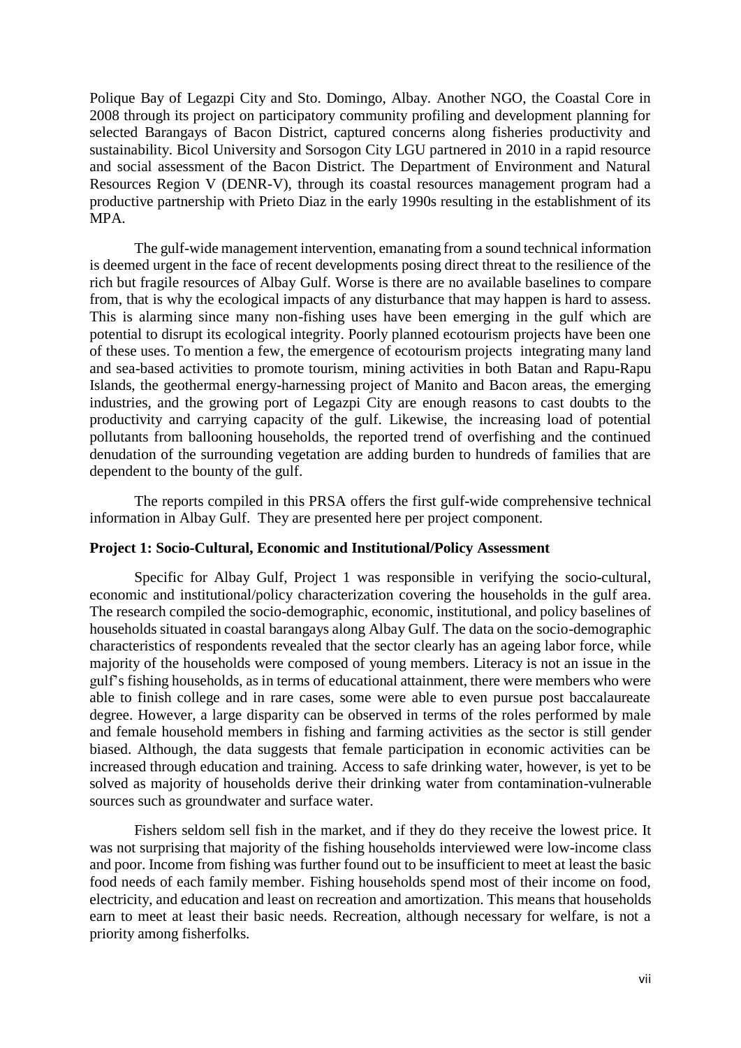Polique Bay of Legazpi City and Sto. Domingo, Albay. Another NGO, the Coastal Core in 2008 through its project on participatory community profiling and development planning for selected Barangays of Bacon District, captured concerns along fisheries productivity and sustainability. Bicol University and Sorsogon City LGU partnered in 2010 in a rapid resource and social assessment of the Bacon District. The Department of Environment and Natural Resources Region V (DENR-V), through its coastal resources management program had a productive partnership with Prieto Diaz in the early 1990s resulting in the establishment of its MPA.

The gulf-wide management intervention, emanating from a sound technical information is deemed urgent in the face of recent developments posing direct threat to the resilience of the rich but fragile resources of Albay Gulf. Worse is there are no available baselines to compare from, that is why the ecological impacts of any disturbance that may happen is hard to assess. This is alarming since many non-fishing uses have been emerging in the gulf which are potential to disrupt its ecological integrity. Poorly planned ecotourism projects have been one of these uses. To mention a few, the emergence of ecotourism projects integrating many land and sea-based activities to promote tourism, mining activities in both Batan and Rapu-Rapu Islands, the geothermal energy-harnessing project of Manito and Bacon areas, the emerging industries, and the growing port of Legazpi City are enough reasons to cast doubts to the productivity and carrying capacity of the gulf. Likewise, the increasing load of potential pollutants from ballooning households, the reported trend of overfishing and the continued denudation of the surrounding vegetation are adding burden to hundreds of families that are dependent to the bounty of the gulf.

The reports compiled in this PRSA offers the first gulf-wide comprehensive technical information in Albay Gulf. They are presented here per project component.

**Project 1: Socio-Cultural, Economic and Institutional/Policy Assessment**

Specific for Albay Gulf, Project 1 was responsible in verifying the socio-cultural, economic and institutional/policy characterization covering the households in the gulf area. The research compiled the socio-demographic, economic, institutional, and policy baselines of households situated in coastal barangays along Albay Gulf. The data on the socio-demographic characteristics of respondents revealed that the sector clearly has an ageing labor force, while majority of the households were composed of young members. Literacy is not an issue in the gulf's fishing households, as in terms of educational attainment, there were members who were able to finish college and in rare cases, some were able to even pursue post baccalaureate degree. However, a large disparity can be observed in terms of the roles performed by male and female household members in fishing and farming activities as the sector is still gender biased. Although, the data suggests that female participation in economic activities can be increased through education and training. Access to safe drinking water, however, is yet to be solved as majority of households derive their drinking water from contamination-vulnerable sources such as groundwater and surface water.

Fishers seldom sell fish in the market, and if they do they receive the lowest price. It was not surprising that majority of the fishing households interviewed were low-income class and poor. Income from fishing was further found out to be insufficient to meet at least the basic food needs of each family member. Fishing households spend most of their income on food, electricity, and education and least on recreation and amortization. This means that households earn to meet at least their basic needs. Recreation, although necessary for welfare, is not a priority among fisherfolks.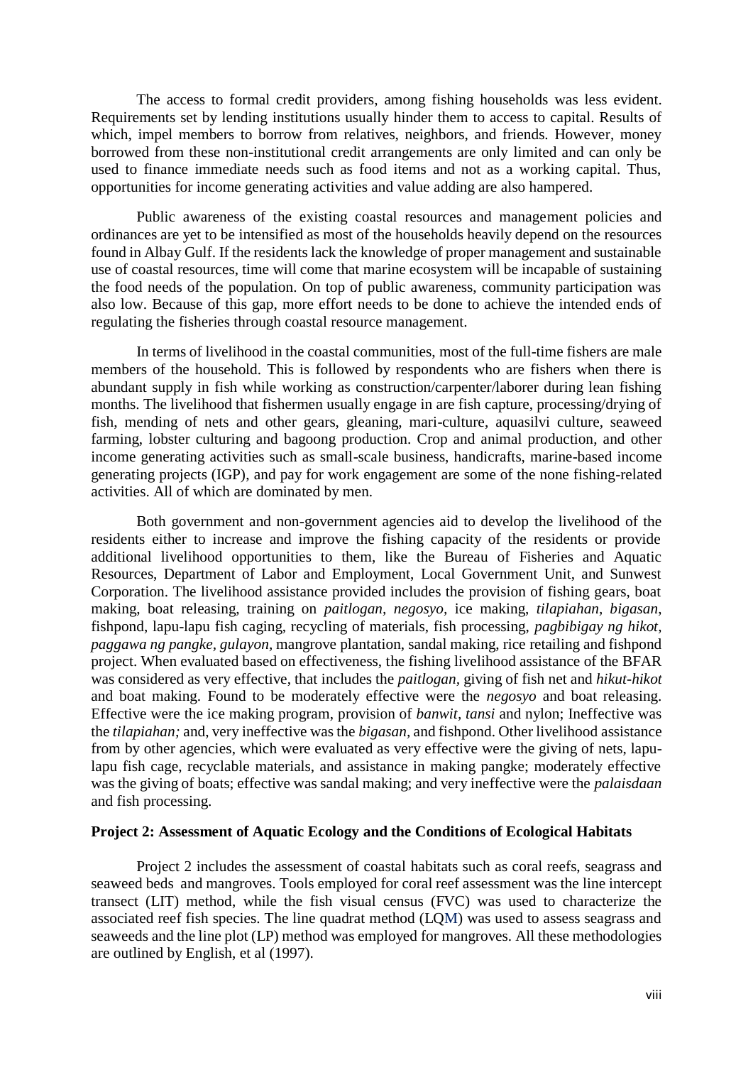The access to formal credit providers, among fishing households was less evident. Requirements set by lending institutions usually hinder them to access to capital. Results of which, impel members to borrow from relatives, neighbors, and friends. However, money borrowed from these non-institutional credit arrangements are only limited and can only be used to finance immediate needs such as food items and not as a working capital. Thus, opportunities for income generating activities and value adding are also hampered.

Public awareness of the existing coastal resources and management policies and ordinances are yet to be intensified as most of the households heavily depend on the resources found in Albay Gulf. If the residents lack the knowledge of proper management and sustainable use of coastal resources, time will come that marine ecosystem will be incapable of sustaining the food needs of the population. On top of public awareness, community participation was also low. Because of this gap, more effort needs to be done to achieve the intended ends of regulating the fisheries through coastal resource management.

In terms of livelihood in the coastal communities, most of the full-time fishers are male members of the household. This is followed by respondents who are fishers when there is abundant supply in fish while working as construction/carpenter/laborer during lean fishing months. The livelihood that fishermen usually engage in are fish capture, processing/drying of fish, mending of nets and other gears, gleaning, mari-culture, aquasilvi culture, seaweed farming, lobster culturing and bagoong production. Crop and animal production, and other income generating activities such as small-scale business, handicrafts, marine-based income generating projects (IGP), and pay for work engagement are some of the none fishing-related activities. All of which are dominated by men.

Both government and non-government agencies aid to develop the livelihood of the residents either to increase and improve the fishing capacity of the residents or provide additional livelihood opportunities to them, like the Bureau of Fisheries and Aquatic Resources, Department of Labor and Employment, Local Government Unit, and Sunwest Corporation. The livelihood assistance provided includes the provision of fishing gears, boat making, boat releasing, training on *paitlogan, negosyo,* ice making, *tilapiahan, bigasan*, fishpond, lapu-lapu fish caging, recycling of materials, fish processing, *pagbibigay ng hikot, paggawa ng pangke, gulayon,* mangrove plantation, sandal making, rice retailing and fishpond project. When evaluated based on effectiveness, the fishing livelihood assistance of the BFAR was considered as very effective, that includes the *paitlogan,* giving of fish net and *hikut-hikot* and boat making. Found to be moderately effective were the *negosyo* and boat releasing. Effective were the ice making program, provision of *banwit, tansi* and nylon; Ineffective was the *tilapiahan;* and, very ineffective was the *bigasan,* and fishpond. Other livelihood assistance from by other agencies, which were evaluated as very effective were the giving of nets, lapu-lapu fish cage, recyclable materials, and assistance in making pangke; moderately effective was the giving of boats; effective was sandal making; and very ineffective were the *palaisdaan* and fish processing.

**Project 2: Assessment of Aquatic Ecology and the Conditions of Ecological Habitats**

Project 2 includes the assessment of coastal habitats such as coral reefs, seagrass and seaweed beds and mangroves. Tools employed for coral reef assessment was the line intercept transect (LIT) method, while the fish visual census (FVC) was used to characterize the associated reef fish species. The line quadrat method (LQM) was used to assess seagrass and seaweeds and the line plot (LP) method was employed for mangroves. All these methodologies are outlined by English, et al (1997).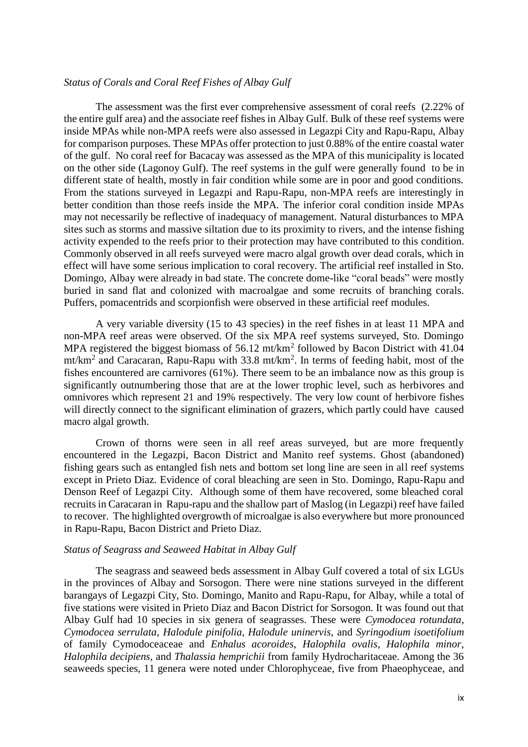*Status of Corals and Coral Reef Fishes of Albay Gulf*

The assessment was the first ever comprehensive assessment of coral reefs (2.22% of the entire gulf area) and the associate reef fishes in Albay Gulf. Bulk of these reef systems were inside MPAs while non-MPA reefs were also assessed in Legazpi City and Rapu-Rapu, Albay for comparison purposes. These MPAs offer protection to just 0.88% of the entire coastal water of the gulf. No coral reef for Bacacay was assessed as the MPA of this municipality is located on the other side (Lagonoy Gulf). The reef systems in the gulf were generally found to be in different state of health, mostly in fair condition while some are in poor and good conditions. From the stations surveyed in Legazpi and Rapu-Rapu, non-MPA reefs are interestingly in better condition than those reefs inside the MPA. The inferior coral condition inside MPAs may not necessarily be reflective of inadequacy of management. Natural disturbances to MPA sites such as storms and massive siltation due to its proximity to rivers, and the intense fishing activity expended to the reefs prior to their protection may have contributed to this condition. Commonly observed in all reefs surveyed were macro algal growth over dead corals, which in effect will have some serious implication to coral recovery. The artificial reef installed in Sto. Domingo, Albay were already in bad state. The concrete dome-like "coral beads" were mostly buried in sand flat and colonized with macroalgae and some recruits of branching corals. Puffers, pomacentrids and scorpionfish were observed in these artificial reef modules.

A very variable diversity (15 to 43 species) in the reef fishes in at least 11 MPA and non-MPA reef areas were observed. Of the six MPA reef systems surveyed, Sto. Domingo MPA registered the biggest biomass of 56.12 mt/km$^2$ followed by Bacon District with 41.04 mt/km$^2$ and Caracaran, Rapu-Rapu with 33.8 mt/km$^2$. In terms of feeding habit, most of the fishes encountered are carnivores (61%). There seem to be an imbalance now as this group is significantly outnumbering those that are at the lower trophic level, such as herbivores and omnivores which represent 21 and 19% respectively. The very low count of herbivore fishes will directly connect to the significant elimination of grazers, which partly could have caused macro algal growth.

Crown of thorns were seen in all reef areas surveyed, but are more frequently encountered in the Legazpi, Bacon District and Manito reef systems. Ghost (abandoned) fishing gears such as entangled fish nets and bottom set long line are seen in all reef systems except in Prieto Diaz. Evidence of coral bleaching are seen in Sto. Domingo, Rapu-Rapu and Denson Reef of Legazpi City. Although some of them have recovered, some bleached coral recruits in Caracaran in Rapu-rapu and the shallow part of Maslog (in Legazpi) reef have failed to recover. The highlighted overgrowth of microalgae is also everywhere but more pronounced in Rapu-Rapu, Bacon District and Prieto Diaz.

*Status of Seagrass and Seaweed Habitat in Albay Gulf*

The seagrass and seaweed beds assessment in Albay Gulf covered a total of six LGUs in the provinces of Albay and Sorsogon. There were nine stations surveyed in the different barangays of Legazpi City, Sto. Domingo, Manito and Rapu-Rapu, for Albay, while a total of five stations were visited in Prieto Diaz and Bacon District for Sorsogon. It was found out that Albay Gulf had 10 species in six genera of seagrasses. These were *Cymodocea rotundata*, *Cymodocea serrulata*, *Halodule pinifolia*, *Halodule uninervis*, and *Syringodium isoetifolium* of family Cymodoceaceae and *Enhalus acoroides*, *Halophila ovalis*, *Halophila minor*, *Halophila decipiens*, and *Thalassia hemprichii* from family Hydrocharitaceae. Among the 36 seaweeds species, 11 genera were noted under Chlorophyceae, five from Phaeophyceae, and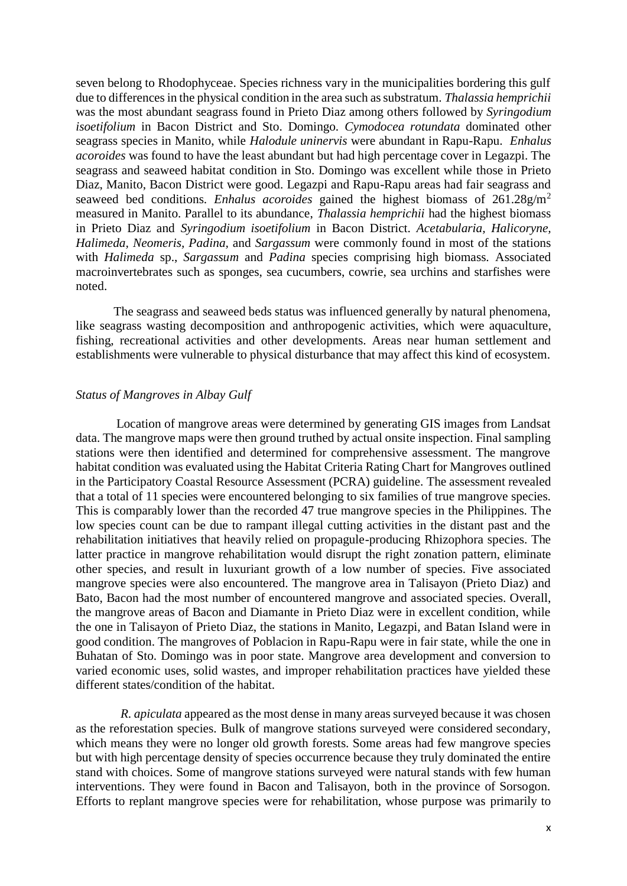seven belong to Rhodophyceae. Species richness vary in the municipalities bordering this gulf due to differences in the physical condition in the area such as substratum. *Thalassia hemprichii* was the most abundant seagrass found in Prieto Diaz among others followed by *Syringodium isoetifolium* in Bacon District and Sto. Domingo. *Cymodocea rotundata* dominated other seagrass species in Manito, while *Halodule uninervis* were abundant in Rapu-Rapu. *Enhalus acoroides* was found to have the least abundant but had high percentage cover in Legazpi. The seagrass and seaweed habitat condition in Sto. Domingo was excellent while those in Prieto Diaz, Manito, Bacon District were good. Legazpi and Rapu-Rapu areas had fair seagrass and seaweed bed conditions. *Enhalus acoroides* gained the highest biomass of 261.28g/m$^2$ measured in Manito. Parallel to its abundance, *Thalassia hemprichii* had the highest biomass in Prieto Diaz and *Syringodium isoetifolium* in Bacon District. *Acetabularia, Halicoryne, Halimeda, Neomeris, Padina,* and *Sargassum* were commonly found in most of the stations with *Halimeda* sp., *Sargassum* and *Padina* species comprising high biomass. Associated macroinvertebrates such as sponges, sea cucumbers, cowrie, sea urchins and starfishes were noted.

The seagrass and seaweed beds status was influenced generally by natural phenomena, like seagrass wasting decomposition and anthropogenic activities, which were aquaculture, fishing, recreational activities and other developments. Areas near human settlement and establishments were vulnerable to physical disturbance that may affect this kind of ecosystem.

*Status of Mangroves in Albay Gulf*

Location of mangrove areas were determined by generating GIS images from Landsat data. The mangrove maps were then ground truthed by actual onsite inspection. Final sampling stations were then identified and determined for comprehensive assessment. The mangrove habitat condition was evaluated using the Habitat Criteria Rating Chart for Mangroves outlined in the Participatory Coastal Resource Assessment (PCRA) guideline. The assessment revealed that a total of 11 species were encountered belonging to six families of true mangrove species. This is comparably lower than the recorded 47 true mangrove species in the Philippines. The low species count can be due to rampant illegal cutting activities in the distant past and the rehabilitation initiatives that heavily relied on propagule-producing Rhizophora species. The latter practice in mangrove rehabilitation would disrupt the right zonation pattern, eliminate other species, and result in luxuriant growth of a low number of species. Five associated mangrove species were also encountered. The mangrove area in Talisayon (Prieto Diaz) and Bato, Bacon had the most number of encountered mangrove and associated species. Overall, the mangrove areas of Bacon and Diamante in Prieto Diaz were in excellent condition, while the one in Talisayon of Prieto Diaz, the stations in Manito, Legazpi, and Batan Island were in good condition. The mangroves of Poblacion in Rapu-Rapu were in fair state, while the one in Buhatan of Sto. Domingo was in poor state. Mangrove area development and conversion to varied economic uses, solid wastes, and improper rehabilitation practices have yielded these different states/condition of the habitat.

*R. apiculata* appeared as the most dense in many areas surveyed because it was chosen as the reforestation species. Bulk of mangrove stations surveyed were considered secondary, which means they were no longer old growth forests. Some areas had few mangrove species but with high percentage density of species occurrence because they truly dominated the entire stand with choices. Some of mangrove stations surveyed were natural stands with few human interventions. They were found in Bacon and Talisayon, both in the province of Sorsogon. Efforts to replant mangrove species were for rehabilitation, whose purpose was primarily to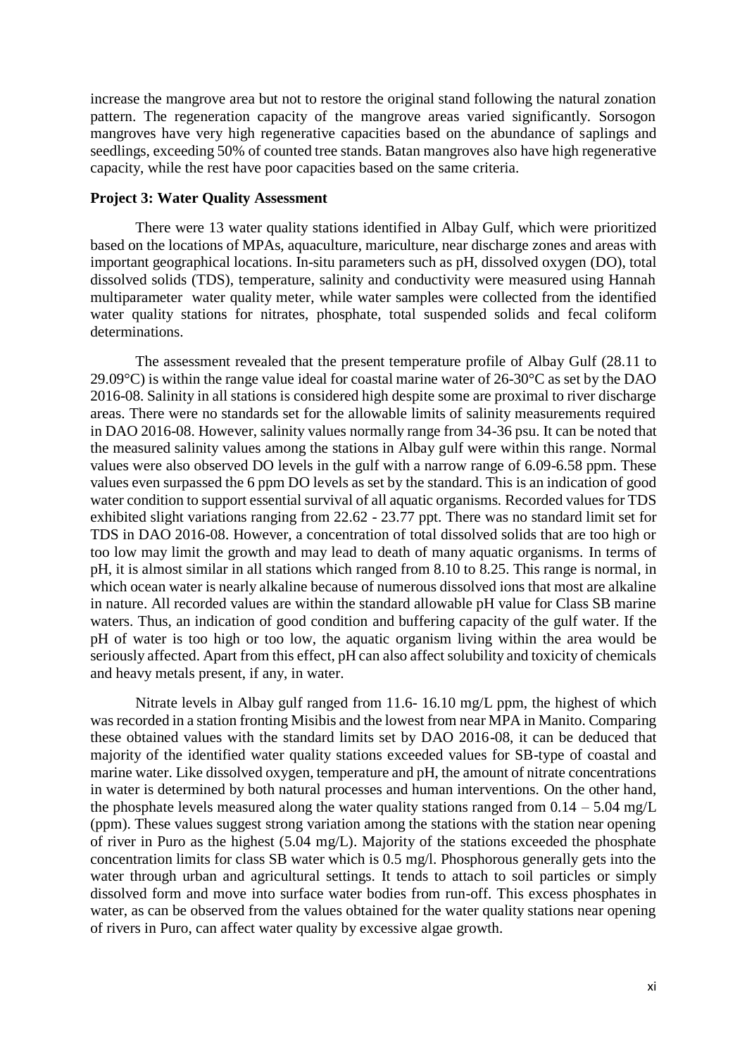increase the mangrove area but not to restore the original stand following the natural zonation pattern. The regeneration capacity of the mangrove areas varied significantly. Sorsogon mangroves have very high regenerative capacities based on the abundance of saplings and seedlings, exceeding 50% of counted tree stands. Batan mangroves also have high regenerative capacity, while the rest have poor capacities based on the same criteria.

**Project 3: Water Quality Assessment**

There were 13 water quality stations identified in Albay Gulf, which were prioritized based on the locations of MPAs, aquaculture, mariculture, near discharge zones and areas with important geographical locations. In-situ parameters such as pH, dissolved oxygen (DO), total dissolved solids (TDS), temperature, salinity and conductivity were measured using Hannah multiparameter water quality meter, while water samples were collected from the identified water quality stations for nitrates, phosphate, total suspended solids and fecal coliform determinations.

The assessment revealed that the present temperature profile of Albay Gulf (28.11 to 29.09°C) is within the range value ideal for coastal marine water of 26-30°C as set by the DAO 2016-08. Salinity in all stations is considered high despite some are proximal to river discharge areas. There were no standards set for the allowable limits of salinity measurements required in DAO 2016-08. However, salinity values normally range from 34-36 psu. It can be noted that the measured salinity values among the stations in Albay gulf were within this range. Normal values were also observed DO levels in the gulf with a narrow range of 6.09-6.58 ppm. These values even surpassed the 6 ppm DO levels as set by the standard. This is an indication of good water condition to support essential survival of all aquatic organisms. Recorded values for TDS exhibited slight variations ranging from 22.62 - 23.77 ppt. There was no standard limit set for TDS in DAO 2016-08. However, a concentration of total dissolved solids that are too high or too low may limit the growth and may lead to death of many aquatic organisms. In terms of pH, it is almost similar in all stations which ranged from 8.10 to 8.25. This range is normal, in which ocean water is nearly alkaline because of numerous dissolved ions that most are alkaline in nature. All recorded values are within the standard allowable pH value for Class SB marine waters. Thus, an indication of good condition and buffering capacity of the gulf water. If the pH of water is too high or too low, the aquatic organism living within the area would be seriously affected. Apart from this effect, pH can also affect solubility and toxicity of chemicals and heavy metals present, if any, in water.

Nitrate levels in Albay gulf ranged from 11.6- 16.10 mg/L ppm, the highest of which was recorded in a station fronting Misibis and the lowest from near MPA in Manito. Comparing these obtained values with the standard limits set by DAO 2016-08, it can be deduced that majority of the identified water quality stations exceeded values for SB-type of coastal and marine water. Like dissolved oxygen, temperature and pH, the amount of nitrate concentrations in water is determined by both natural processes and human interventions. On the other hand, the phosphate levels measured along the water quality stations ranged from 0.14 – 5.04 mg/L (ppm). These values suggest strong variation among the stations with the station near opening of river in Puro as the highest (5.04 mg/L). Majority of the stations exceeded the phosphate concentration limits for class SB water which is 0.5 mg/l. Phosphorous generally gets into the water through urban and agricultural settings. It tends to attach to soil particles or simply dissolved form and move into surface water bodies from run-off. This excess phosphates in water, as can be observed from the values obtained for the water quality stations near opening of rivers in Puro, can affect water quality by excessive algae growth.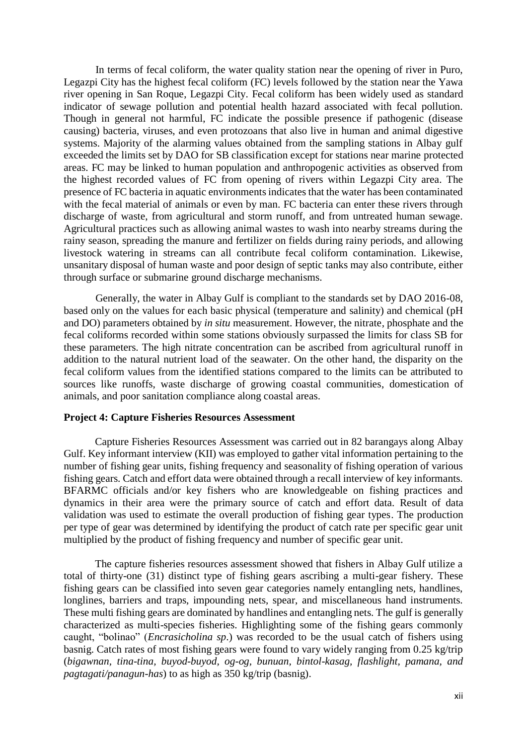In terms of fecal coliform, the water quality station near the opening of river in Puro, Legazpi City has the highest fecal coliform (FC) levels followed by the station near the Yawa river opening in San Roque, Legazpi City. Fecal coliform has been widely used as standard indicator of sewage pollution and potential health hazard associated with fecal pollution. Though in general not harmful, FC indicate the possible presence if pathogenic (disease causing) bacteria, viruses, and even protozoans that also live in human and animal digestive systems. Majority of the alarming values obtained from the sampling stations in Albay gulf exceeded the limits set by DAO for SB classification except for stations near marine protected areas. FC may be linked to human population and anthropogenic activities as observed from the highest recorded values of FC from opening of rivers within Legazpi City area. The presence of FC bacteria in aquatic environments indicates that the water has been contaminated with the fecal material of animals or even by man. FC bacteria can enter these rivers through discharge of waste, from agricultural and storm runoff, and from untreated human sewage. Agricultural practices such as allowing animal wastes to wash into nearby streams during the rainy season, spreading the manure and fertilizer on fields during rainy periods, and allowing livestock watering in streams can all contribute fecal coliform contamination. Likewise, unsanitary disposal of human waste and poor design of septic tanks may also contribute, either through surface or submarine ground discharge mechanisms.

Generally, the water in Albay Gulf is compliant to the standards set by DAO 2016-08, based only on the values for each basic physical (temperature and salinity) and chemical (pH and DO) parameters obtained by *in situ* measurement. However, the nitrate, phosphate and the fecal coliforms recorded within some stations obviously surpassed the limits for class SB for these parameters. The high nitrate concentration can be ascribed from agricultural runoff in addition to the natural nutrient load of the seawater. On the other hand, the disparity on the fecal coliform values from the identified stations compared to the limits can be attributed to sources like runoffs, waste discharge of growing coastal communities, domestication of animals, and poor sanitation compliance along coastal areas.

**Project 4: Capture Fisheries Resources Assessment**

Capture Fisheries Resources Assessment was carried out in 82 barangays along Albay Gulf. Key informant interview (KII) was employed to gather vital information pertaining to the number of fishing gear units, fishing frequency and seasonality of fishing operation of various fishing gears. Catch and effort data were obtained through a recall interview of key informants. BFARMC officials and/or key fishers who are knowledgeable on fishing practices and dynamics in their area were the primary source of catch and effort data. Result of data validation was used to estimate the overall production of fishing gear types. The production per type of gear was determined by identifying the product of catch rate per specific gear unit multiplied by the product of fishing frequency and number of specific gear unit.

The capture fisheries resources assessment showed that fishers in Albay Gulf utilize a total of thirty-one (31) distinct type of fishing gears ascribing a multi-gear fishery. These fishing gears can be classified into seven gear categories namely entangling nets, handlines, longlines, barriers and traps, impounding nets, spear, and miscellaneous hand instruments. These multi fishing gears are dominated by handlines and entangling nets. The gulf is generally characterized as multi-species fisheries. Highlighting some of the fishing gears commonly caught, "bolinao" (*Encrasicholina sp*.) was recorded to be the usual catch of fishers using basnig. Catch rates of most fishing gears were found to vary widely ranging from 0.25 kg/trip (*bigawnan, tina-tina, buyod-buyod, og-og, bunuan, bintol-kasag, flashlight, pamana, and pagtagati/panagun-has*) to as high as 350 kg/trip (basnig).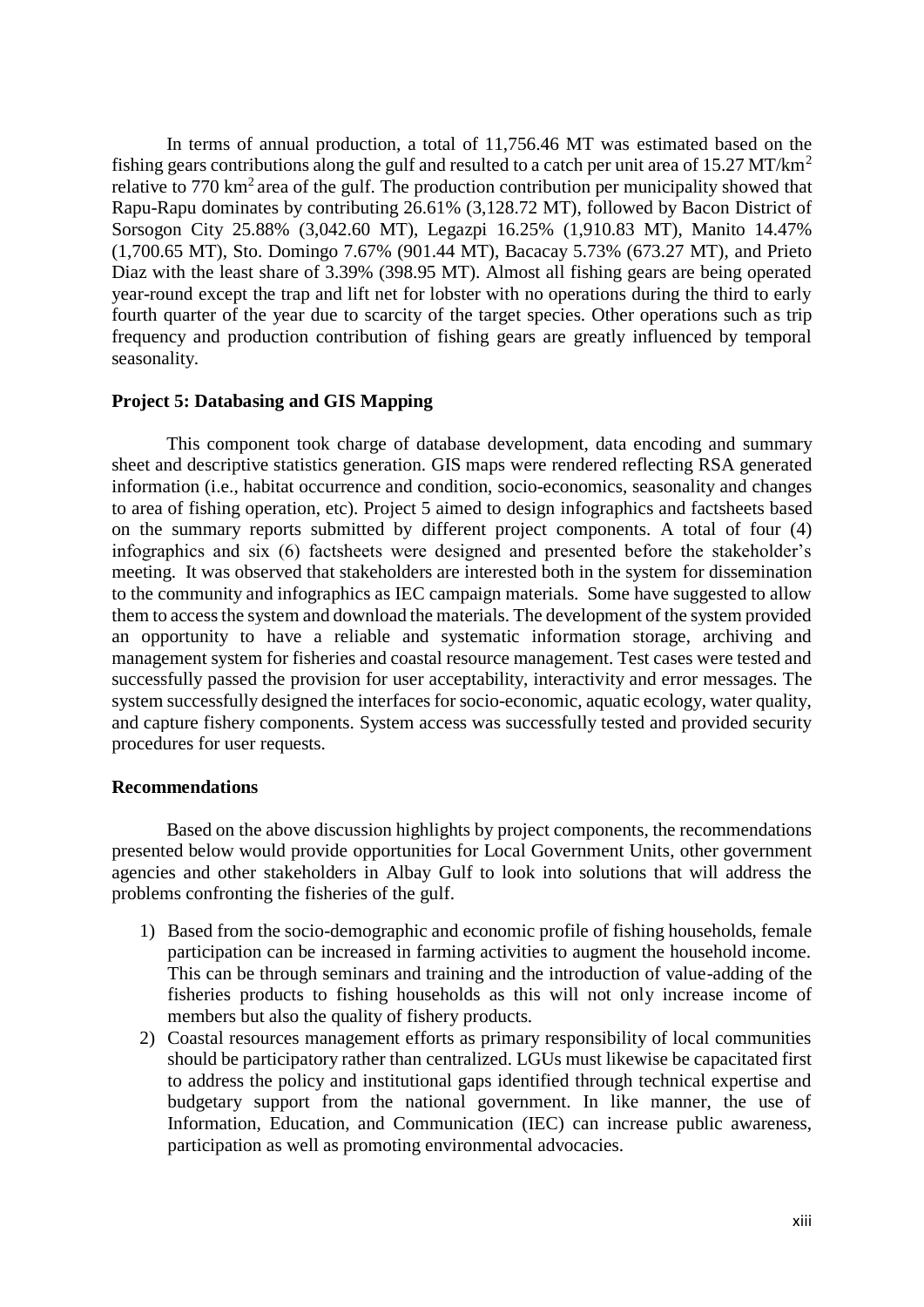In terms of annual production, a total of 11,756.46 MT was estimated based on the fishing gears contributions along the gulf and resulted to a catch per unit area of 15.27 $MT/km^2$ relative to 770 $km^2$ area of the gulf. The production contribution per municipality showed that Rapu-Rapu dominates by contributing 26.61% (3,128.72 MT), followed by Bacon District of Sorsogon City 25.88% (3,042.60 MT), Legazpi 16.25% (1,910.83 MT), Manito 14.47% (1,700.65 MT), Sto. Domingo 7.67% (901.44 MT), Bacacay 5.73% (673.27 MT), and Prieto Diaz with the least share of 3.39% (398.95 MT). Almost all fishing gears are being operated year-round except the trap and lift net for lobster with no operations during the third to early fourth quarter of the year due to scarcity of the target species. Other operations such as trip frequency and production contribution of fishing gears are greatly influenced by temporal seasonality.

**Project 5: Databasing and GIS Mapping**

This component took charge of database development, data encoding and summary sheet and descriptive statistics generation. GIS maps were rendered reflecting RSA generated information (i.e., habitat occurrence and condition, socio-economics, seasonality and changes to area of fishing operation, etc). Project 5 aimed to design infographics and factsheets based on the summary reports submitted by different project components. A total of four (4) infographics and six (6) factsheets were designed and presented before the stakeholder's meeting. It was observed that stakeholders are interested both in the system for dissemination to the community and infographics as IEC campaign materials. Some have suggested to allow them to access the system and download the materials. The development of the system provided an opportunity to have a reliable and systematic information storage, archiving and management system for fisheries and coastal resource management. Test cases were tested and successfully passed the provision for user acceptability, interactivity and error messages. The system successfully designed the interfaces for socio-economic, aquatic ecology, water quality, and capture fishery components. System access was successfully tested and provided security procedures for user requests.

**Recommendations**

Based on the above discussion highlights by project components, the recommendations presented below would provide opportunities for Local Government Units, other government agencies and other stakeholders in Albay Gulf to look into solutions that will address the problems confronting the fisheries of the gulf.

1) Based from the socio-demographic and economic profile of fishing households, female participation can be increased in farming activities to augment the household income. This can be through seminars and training and the introduction of value-adding of the fisheries products to fishing households as this will not only increase income of members but also the quality of fishery products.
2) Coastal resources management efforts as primary responsibility of local communities should be participatory rather than centralized. LGUs must likewise be capacitated first to address the policy and institutional gaps identified through technical expertise and budgetary support from the national government. In like manner, the use of Information, Education, and Communication (IEC) can increase public awareness, participation as well as promoting environmental advocacies.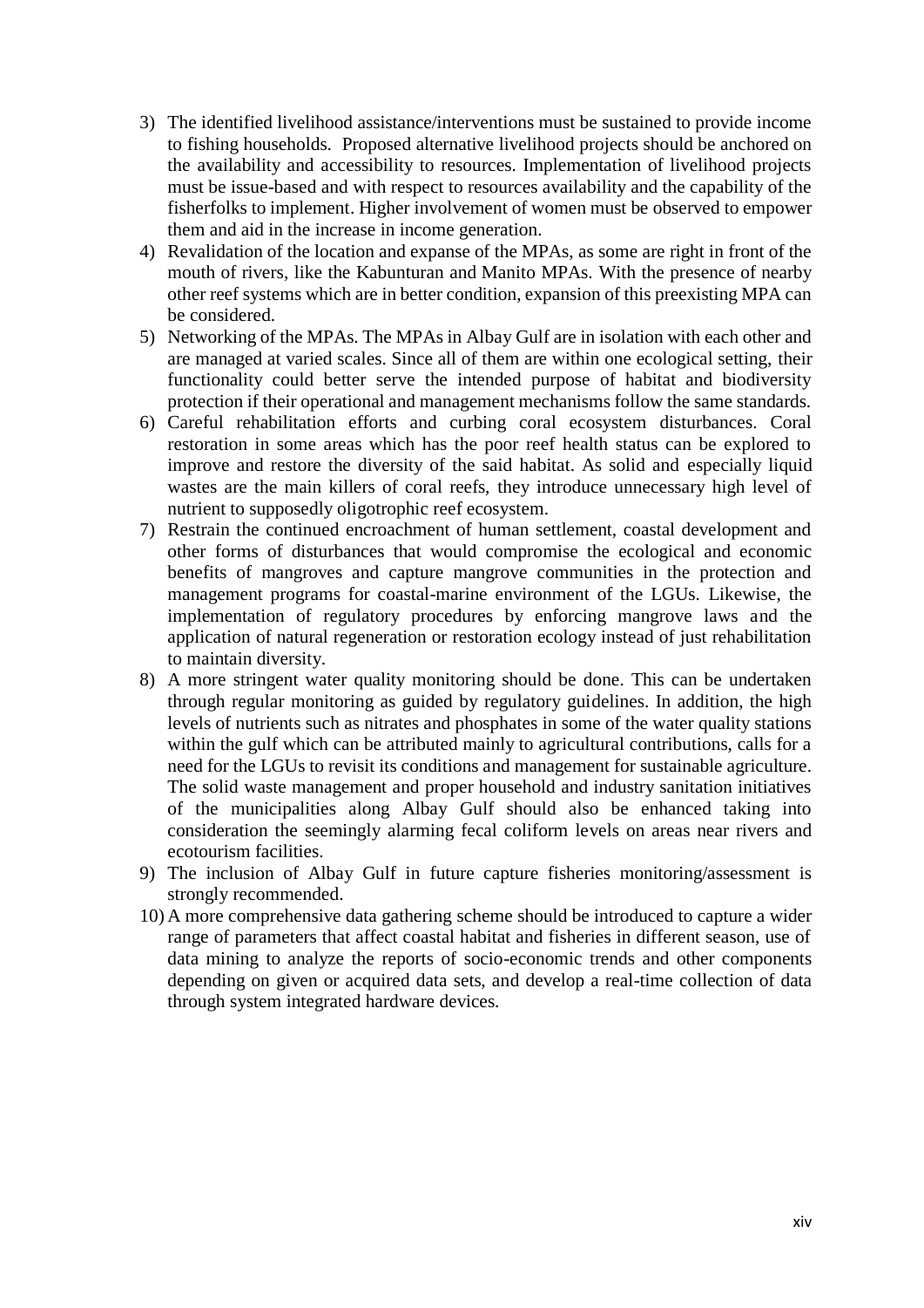3) The identified livelihood assistance/interventions must be sustained to provide income to fishing households. Proposed alternative livelihood projects should be anchored on the availability and accessibility to resources. Implementation of livelihood projects must be issue-based and with respect to resources availability and the capability of the fisherfolks to implement. Higher involvement of women must be observed to empower them and aid in the increase in income generation.
4) Revalidation of the location and expanse of the MPAs, as some are right in front of the mouth of rivers, like the Kabunturan and Manito MPAs. With the presence of nearby other reef systems which are in better condition, expansion of this preexisting MPA can be considered.
5) Networking of the MPAs. The MPAs in Albay Gulf are in isolation with each other and are managed at varied scales. Since all of them are within one ecological setting, their functionality could better serve the intended purpose of habitat and biodiversity protection if their operational and management mechanisms follow the same standards.
6) Careful rehabilitation efforts and curbing coral ecosystem disturbances. Coral restoration in some areas which has the poor reef health status can be explored to improve and restore the diversity of the said habitat. As solid and especially liquid wastes are the main killers of coral reefs, they introduce unnecessary high level of nutrient to supposedly oligotrophic reef ecosystem.
7) Restrain the continued encroachment of human settlement, coastal development and other forms of disturbances that would compromise the ecological and economic benefits of mangroves and capture mangrove communities in the protection and management programs for coastal-marine environment of the LGUs. Likewise, the implementation of regulatory procedures by enforcing mangrove laws and the application of natural regeneration or restoration ecology instead of just rehabilitation to maintain diversity.
8) A more stringent water quality monitoring should be done. This can be undertaken through regular monitoring as guided by regulatory guidelines. In addition, the high levels of nutrients such as nitrates and phosphates in some of the water quality stations within the gulf which can be attributed mainly to agricultural contributions, calls for a need for the LGUs to revisit its conditions and management for sustainable agriculture. The solid waste management and proper household and industry sanitation initiatives of the municipalities along Albay Gulf should also be enhanced taking into consideration the seemingly alarming fecal coliform levels on areas near rivers and ecotourism facilities.
9) The inclusion of Albay Gulf in future capture fisheries monitoring/assessment is strongly recommended.
10) A more comprehensive data gathering scheme should be introduced to capture a wider range of parameters that affect coastal habitat and fisheries in different season, use of data mining to analyze the reports of socio-economic trends and other components depending on given or acquired data sets, and develop a real-time collection of data through system integrated hardware devices.